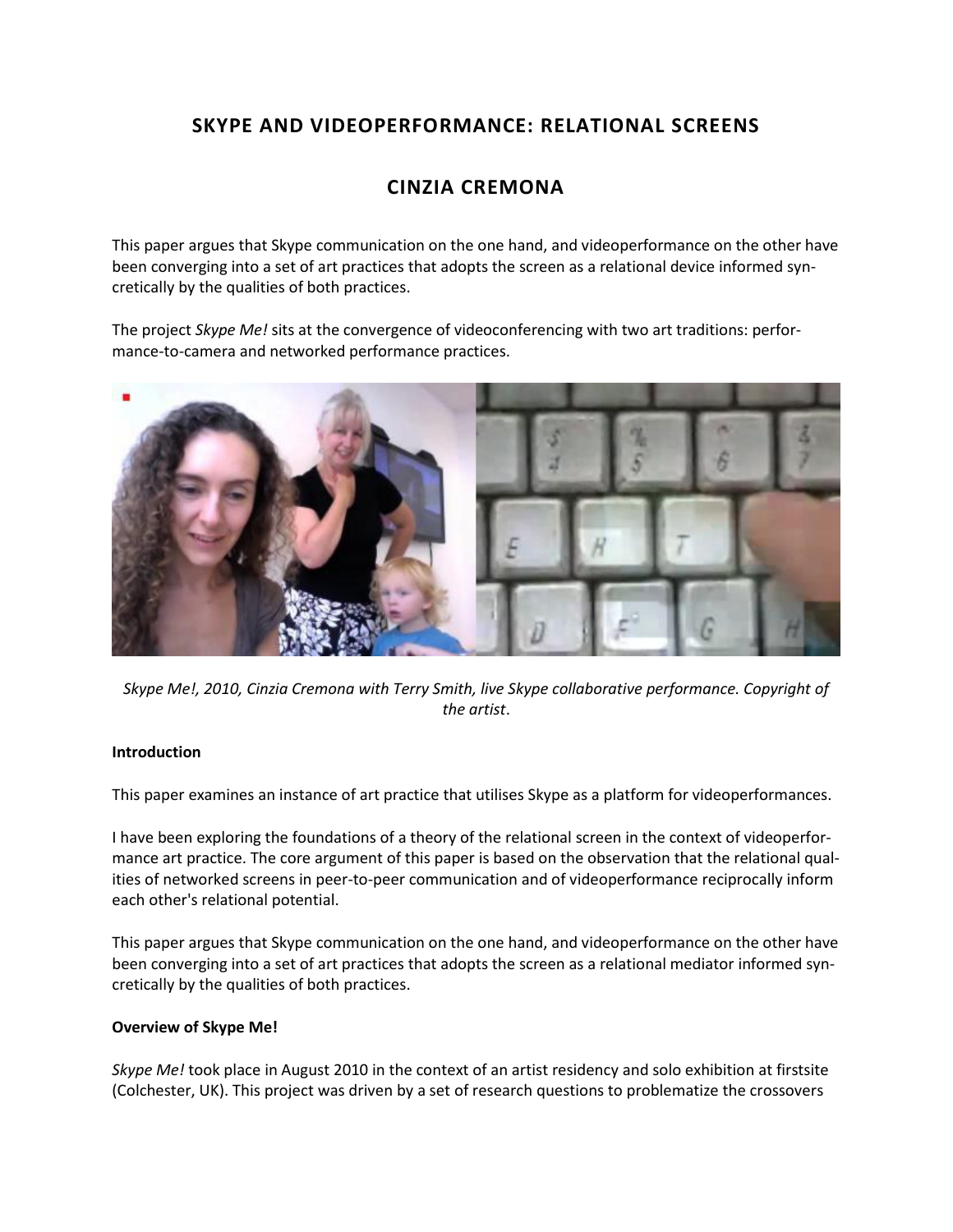# SKYPE AND VIDEOPERFORMANCE: RELATIONAL SCREENS

## CINZIA CREMONA

This paper argues that Skype communication on the one hand, and videoperformance on the other have been converging into a set of art practices that adopts the screen as a relational device informed syncretically by the qualities of both practices.

The project *Skype Me!* sits at the convergence of videoconferencing with two art traditions: performance-to-camera and networked performance practices.

*Skype Me!, 2010, Cinzia Cremona with Terry Smith, live Skype collaborative performance. Copyright of the artist*.

**Introduction**

This paper examines an instance of art practice that utilises Skype as a platform for videoperformances.

I have been exploring the foundations of a theory of the relational screen in the context of videoperformance art practice. The core argument of this paper is based on the observation that the relational qualities of networked screens in peer-to-peer communication and of videoperformance reciprocally inform each other's relational potential.

This paper argues that Skype communication on the one hand, and videoperformance on the other have been converging into a set of art practices that adopts the screen as a relational mediator informed syncretically by the qualities of both practices.

**Overview of Skype Me!**

*Skype Me!* took place in August 2010 in the context of an artist residency and solo exhibition at firstsite (Colchester, UK). This project was driven by a set of research questions to problematize the crossovers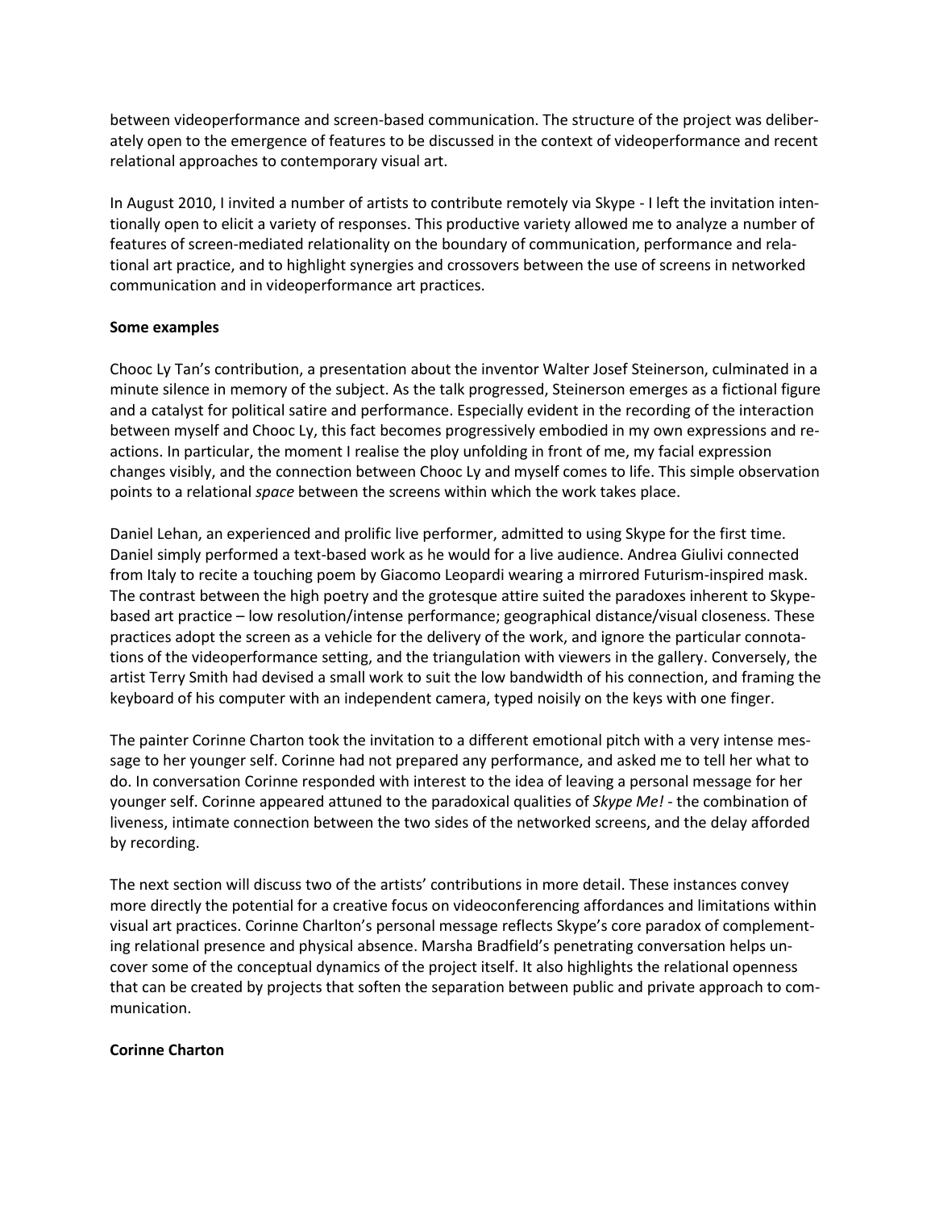between videoperformance and screen-based communication. The structure of the project was deliberately open to the emergence of features to be discussed in the context of videoperformance and recent relational approaches to contemporary visual art.

In August 2010, I invited a number of artists to contribute remotely via Skype - I left the invitation intentionally open to elicit a variety of responses. This productive variety allowed me to analyze a number of features of screen-mediated relationality on the boundary of communication, performance and relational art practice, and to highlight synergies and crossovers between the use of screens in networked communication and in videoperformance art practices.

**Some examples**

Chooc Ly Tan's contribution, a presentation about the inventor Walter Josef Steinerson, culminated in a minute silence in memory of the subject. As the talk progressed, Steinerson emerges as a fictional figure and a catalyst for political satire and performance. Especially evident in the recording of the interaction between myself and Chooc Ly, this fact becomes progressively embodied in my own expressions and reactions. In particular, the moment I realise the ploy unfolding in front of me, my facial expression changes visibly, and the connection between Chooc Ly and myself comes to life. This simple observation points to a relational *space* between the screens within which the work takes place.

Daniel Lehan, an experienced and prolific live performer, admitted to using Skype for the first time. Daniel simply performed a text-based work as he would for a live audience. Andrea Giulivi connected from Italy to recite a touching poem by Giacomo Leopardi wearing a mirrored Futurism-inspired mask. The contrast between the high poetry and the grotesque attire suited the paradoxes inherent to Skype-based art practice – low resolution/intense performance; geographical distance/visual closeness. These practices adopt the screen as a vehicle for the delivery of the work, and ignore the particular connotations of the videoperformance setting, and the triangulation with viewers in the gallery. Conversely, the artist Terry Smith had devised a small work to suit the low bandwidth of his connection, and framing the keyboard of his computer with an independent camera, typed noisily on the keys with one finger.

The painter Corinne Charton took the invitation to a different emotional pitch with a very intense message to her younger self. Corinne had not prepared any performance, and asked me to tell her what to do. In conversation Corinne responded with interest to the idea of leaving a personal message for her younger self. Corinne appeared attuned to the paradoxical qualities of *Skype Me!* - the combination of liveness, intimate connection between the two sides of the networked screens, and the delay afforded by recording.

The next section will discuss two of the artists' contributions in more detail. These instances convey more directly the potential for a creative focus on videoconferencing affordances and limitations within visual art practices. Corinne Charlton's personal message reflects Skype's core paradox of complementing relational presence and physical absence. Marsha Bradfield's penetrating conversation helps uncover some of the conceptual dynamics of the project itself. It also highlights the relational openness that can be created by projects that soften the separation between public and private approach to communication.

**Corinne Charton**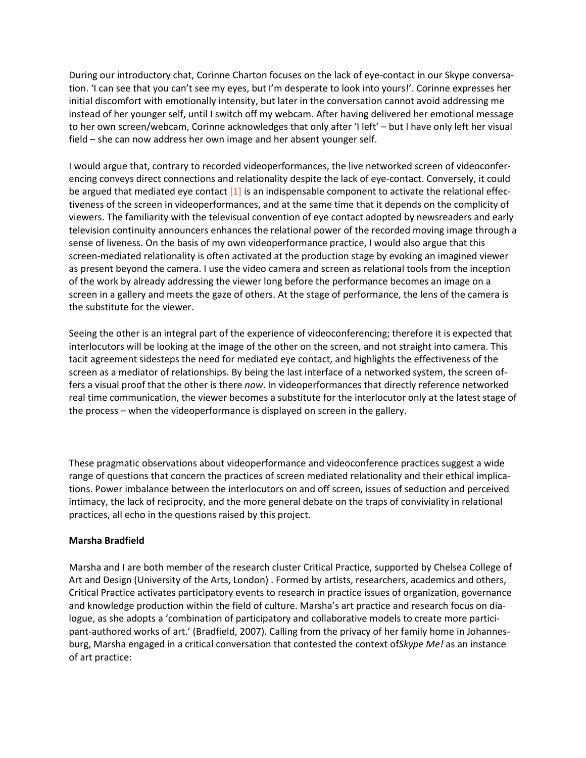During our introductory chat, Corinne Charton focuses on the lack of eye-contact in our Skype conversation. 'I can see that you can't see my eyes, but I'm desperate to look into yours!'. Corinne expresses her initial discomfort with emotionally intensity, but later in the conversation cannot avoid addressing me instead of her younger self, until I switch off my webcam. After having delivered her emotional message to her own screen/webcam, Corinne acknowledges that only after 'I left' – but I have only left her visual field – she can now address her own image and her absent younger self.

I would argue that, contrary to recorded videoperformances, the live networked screen of videoconferencing conveys direct connections and relationality despite the lack of eye-contact. Conversely, it could be argued that mediated eye contact [1] is an indispensable component to activate the relational effectiveness of the screen in videoperformances, and at the same time that it depends on the complicity of viewers. The familiarity with the televisual convention of eye contact adopted by newsreaders and early television continuity announcers enhances the relational power of the recorded moving image through a sense of liveness. On the basis of my own videoperformance practice, I would also argue that this screen-mediated relationality is often activated at the production stage by evoking an imagined viewer as present beyond the camera. I use the video camera and screen as relational tools from the inception of the work by already addressing the viewer long before the performance becomes an image on a screen in a gallery and meets the gaze of others. At the stage of performance, the lens of the camera is the substitute for the viewer.

Seeing the other is an integral part of the experience of videoconferencing; therefore it is expected that interlocutors will be looking at the image of the other on the screen, and not straight into camera. This tacit agreement sidesteps the need for mediated eye contact, and highlights the effectiveness of the screen as a mediator of relationships. By being the last interface of a networked system, the screen offers a visual proof that the other is there *now*. In videoperformances that directly reference networked real time communication, the viewer becomes a substitute for the interlocutor only at the latest stage of the process – when the videoperformance is displayed on screen in the gallery.

These pragmatic observations about videoperformance and videoconference practices suggest a wide range of questions that concern the practices of screen mediated relationality and their ethical implications. Power imbalance between the interlocutors on and off screen, issues of seduction and perceived intimacy, the lack of reciprocity, and the more general debate on the traps of conviviality in relational practices, all echo in the questions raised by this project.

**Marsha Bradfield**

Marsha and I are both member of the research cluster Critical Practice, supported by Chelsea College of Art and Design (University of the Arts, London) . Formed by artists, researchers, academics and others, Critical Practice activates participatory events to research in practice issues of organization, governance and knowledge production within the field of culture. Marsha's art practice and research focus on dialogue, as she adopts a 'combination of participatory and collaborative models to create more participant-authored works of art.' (Bradfield, 2007). Calling from the privacy of her family home in Johannesburg, Marsha engaged in a critical conversation that contested the context of*Skype Me!* as an instance of art practice: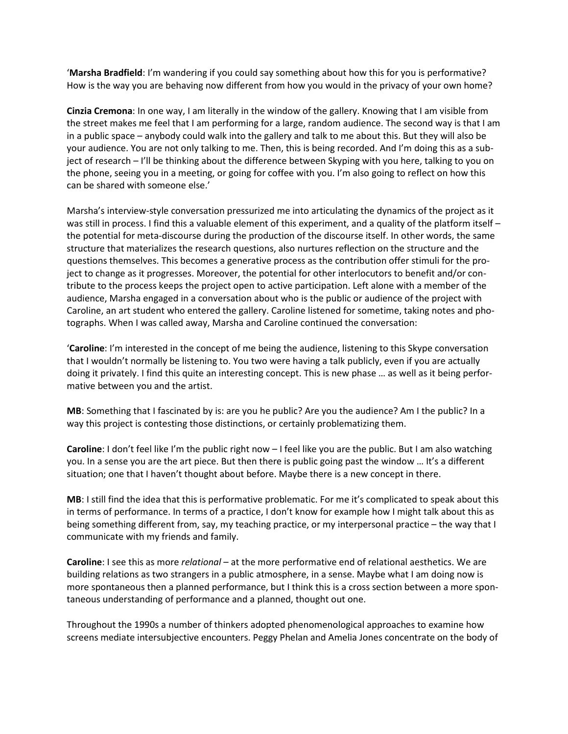'**Marsha Bradfield**: I'm wandering if you could say something about how this for you is performative? How is the way you are behaving now different from how you would in the privacy of your own home?

**Cinzia Cremona**: In one way, I am literally in the window of the gallery. Knowing that I am visible from the street makes me feel that I am performing for a large, random audience. The second way is that I am in a public space – anybody could walk into the gallery and talk to me about this. But they will also be your audience. You are not only talking to me. Then, this is being recorded. And I'm doing this as a subject of research – I'll be thinking about the difference between Skyping with you here, talking to you on the phone, seeing you in a meeting, or going for coffee with you. I'm also going to reflect on how this can be shared with someone else.'

Marsha's interview-style conversation pressurized me into articulating the dynamics of the project as it was still in process. I find this a valuable element of this experiment, and a quality of the platform itself – the potential for meta-discourse during the production of the discourse itself. In other words, the same structure that materializes the research questions, also nurtures reflection on the structure and the questions themselves. This becomes a generative process as the contribution offer stimuli for the project to change as it progresses. Moreover, the potential for other interlocutors to benefit and/or contribute to the process keeps the project open to active participation. Left alone with a member of the audience, Marsha engaged in a conversation about who is the public or audience of the project with Caroline, an art student who entered the gallery. Caroline listened for sometime, taking notes and photographs. When I was called away, Marsha and Caroline continued the conversation:

'**Caroline**: I'm interested in the concept of me being the audience, listening to this Skype conversation that I wouldn't normally be listening to. You two were having a talk publicly, even if you are actually doing it privately. I find this quite an interesting concept. This is new phase … as well as it being performative between you and the artist.

**MB**: Something that I fascinated by is: are you he public? Are you the audience? Am I the public? In a way this project is contesting those distinctions, or certainly problematizing them.

**Caroline**: I don't feel like I'm the public right now – I feel like you are the public. But I am also watching you. In a sense you are the art piece. But then there is public going past the window … It's a different situation; one that I haven't thought about before. Maybe there is a new concept in there.

**MB**: I still find the idea that this is performative problematic. For me it's complicated to speak about this in terms of performance. In terms of a practice, I don't know for example how I might talk about this as being something different from, say, my teaching practice, or my interpersonal practice – the way that I communicate with my friends and family.

**Caroline**: I see this as more *relational* – at the more performative end of relational aesthetics. We are building relations as two strangers in a public atmosphere, in a sense. Maybe what I am doing now is more spontaneous then a planned performance, but I think this is a cross section between a more spontaneous understanding of performance and a planned, thought out one.

Throughout the 1990s a number of thinkers adopted phenomenological approaches to examine how screens mediate intersubjective encounters. Peggy Phelan and Amelia Jones concentrate on the body of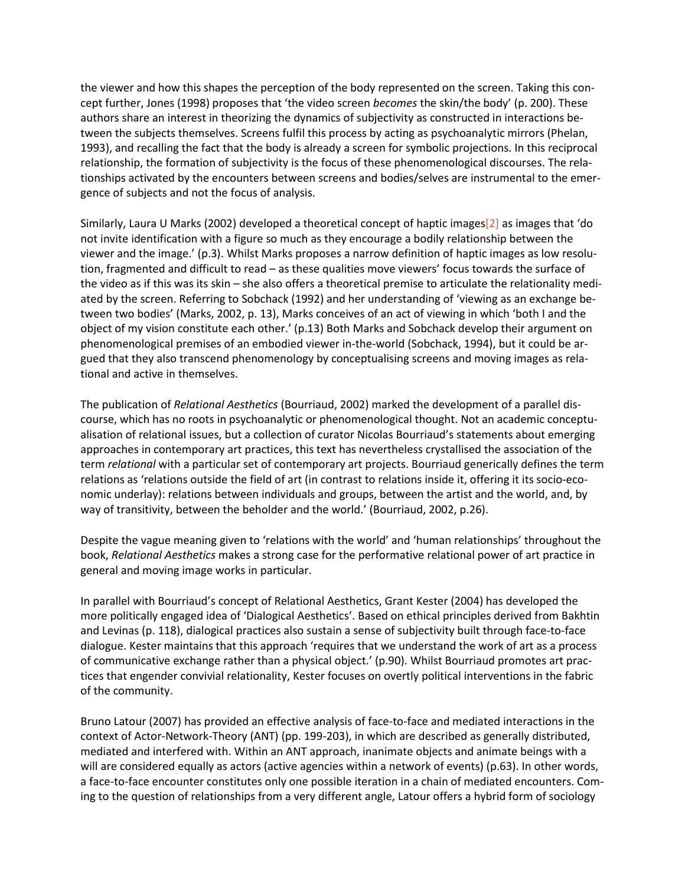the viewer and how this shapes the perception of the body represented on the screen. Taking this concept further, Jones (1998) proposes that 'the video screen *becomes* the skin/the body' (p. 200). These authors share an interest in theorizing the dynamics of subjectivity as constructed in interactions between the subjects themselves. Screens fulfil this process by acting as psychoanalytic mirrors (Phelan, 1993), and recalling the fact that the body is already a screen for symbolic projections. In this reciprocal relationship, the formation of subjectivity is the focus of these phenomenological discourses. The relationships activated by the encounters between screens and bodies/selves are instrumental to the emergence of subjects and not the focus of analysis.

Similarly, Laura U Marks (2002) developed a theoretical concept of haptic images[2] as images that 'do not invite identification with a figure so much as they encourage a bodily relationship between the viewer and the image.' (p.3). Whilst Marks proposes a narrow definition of haptic images as low resolution, fragmented and difficult to read – as these qualities move viewers' focus towards the surface of the video as if this was its skin – she also offers a theoretical premise to articulate the relationality mediated by the screen. Referring to Sobchack (1992) and her understanding of 'viewing as an exchange between two bodies' (Marks, 2002, p. 13), Marks conceives of an act of viewing in which 'both I and the object of my vision constitute each other.' (p.13) Both Marks and Sobchack develop their argument on phenomenological premises of an embodied viewer in-the-world (Sobchack, 1994), but it could be argued that they also transcend phenomenology by conceptualising screens and moving images as relational and active in themselves.

The publication of *Relational Aesthetics* (Bourriaud, 2002) marked the development of a parallel discourse, which has no roots in psychoanalytic or phenomenological thought. Not an academic conceptualisation of relational issues, but a collection of curator Nicolas Bourriaud's statements about emerging approaches in contemporary art practices, this text has nevertheless crystallised the association of the term *relational* with a particular set of contemporary art projects. Bourriaud generically defines the term relations as 'relations outside the field of art (in contrast to relations inside it, offering it its socio-economic underlay): relations between individuals and groups, between the artist and the world, and, by way of transitivity, between the beholder and the world.' (Bourriaud, 2002, p.26).

Despite the vague meaning given to 'relations with the world' and 'human relationships' throughout the book, *Relational Aesthetics* makes a strong case for the performative relational power of art practice in general and moving image works in particular.

In parallel with Bourriaud's concept of Relational Aesthetics, Grant Kester (2004) has developed the more politically engaged idea of 'Dialogical Aesthetics'. Based on ethical principles derived from Bakhtin and Levinas (p. 118), dialogical practices also sustain a sense of subjectivity built through face-to-face dialogue. Kester maintains that this approach 'requires that we understand the work of art as a process of communicative exchange rather than a physical object.' (p.90). Whilst Bourriaud promotes art practices that engender convivial relationality, Kester focuses on overtly political interventions in the fabric of the community.

Bruno Latour (2007) has provided an effective analysis of face-to-face and mediated interactions in the context of Actor-Network-Theory (ANT) (pp. 199-203), in which are described as generally distributed, mediated and interfered with. Within an ANT approach, inanimate objects and animate beings with a will are considered equally as actors (active agencies within a network of events) (p.63). In other words, a face-to-face encounter constitutes only one possible iteration in a chain of mediated encounters. Coming to the question of relationships from a very different angle, Latour offers a hybrid form of sociology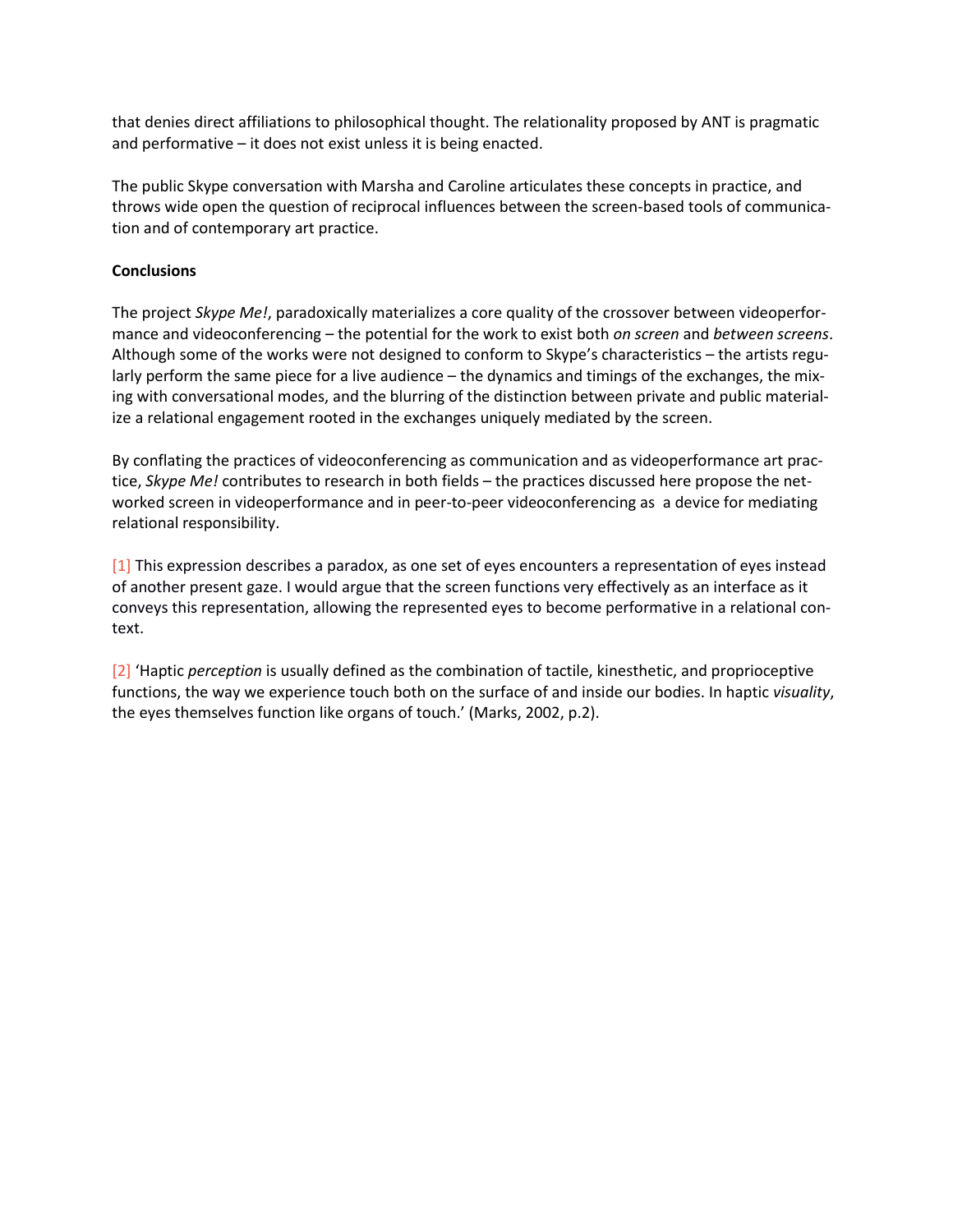that denies direct affiliations to philosophical thought. The relationality proposed by ANT is pragmatic and performative – it does not exist unless it is being enacted.

The public Skype conversation with Marsha and Caroline articulates these concepts in practice, and throws wide open the question of reciprocal influences between the screen-based tools of communication and of contemporary art practice.

**Conclusions**

The project *Skype Me!*, paradoxically materializes a core quality of the crossover between videoperformance and videoconferencing – the potential for the work to exist both *on screen* and *between screens*. Although some of the works were not designed to conform to Skype's characteristics – the artists regularly perform the same piece for a live audience – the dynamics and timings of the exchanges, the mixing with conversational modes, and the blurring of the distinction between private and public materialize a relational engagement rooted in the exchanges uniquely mediated by the screen.

By conflating the practices of videoconferencing as communication and as videoperformance art practice, *Skype Me!* contributes to research in both fields – the practices discussed here propose the networked screen in videoperformance and in peer-to-peer videoconferencing as a device for mediating relational responsibility.

[1] This expression describes a paradox, as one set of eyes encounters a representation of eyes instead of another present gaze. I would argue that the screen functions very effectively as an interface as it conveys this representation, allowing the represented eyes to become performative in a relational context.

[2] 'Haptic *perception* is usually defined as the combination of tactile, kinesthetic, and proprioceptive functions, the way we experience touch both on the surface of and inside our bodies. In haptic *visuality*, the eyes themselves function like organs of touch.' (Marks, 2002, p.2).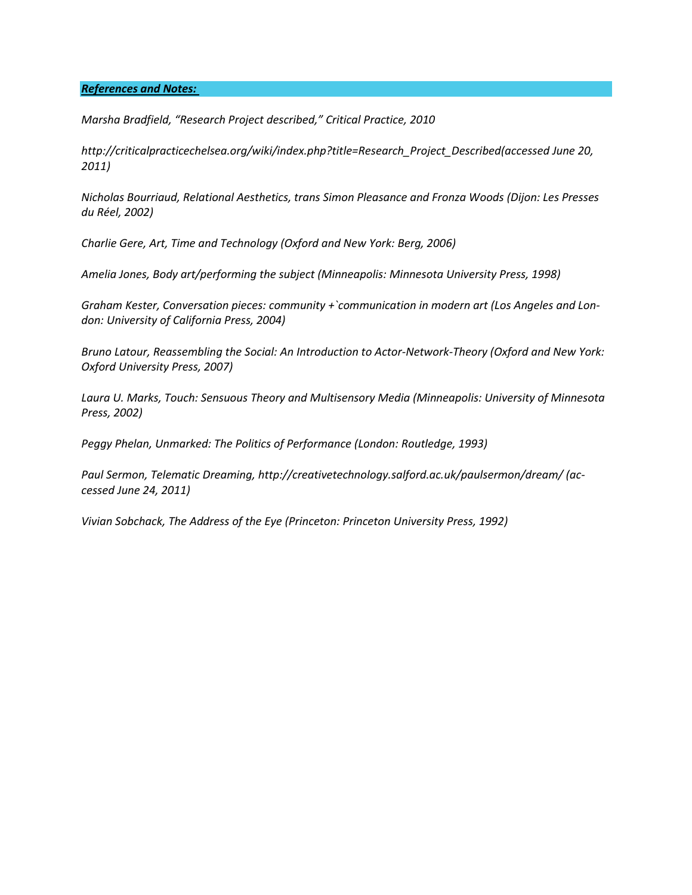***References and Notes:***

*Marsha Bradfield, “Research Project described,” Critical Practice, 2010*

*http://criticalpracticechelsea.org/wiki/index.php?title=Research_Project_Described(accessed June 20, 2011)*

*Nicholas Bourriaud, Relational Aesthetics, trans Simon Pleasance and Fronza Woods (Dijon: Les Presses du Réel, 2002)*

*Charlie Gere, Art, Time and Technology (Oxford and New York: Berg, 2006)*

*Amelia Jones, Body art/performing the subject (Minneapolis: Minnesota University Press, 1998)*

*Graham Kester, Conversation pieces: community +`communication in modern art (Los Angeles and London: University of California Press, 2004)*

*Bruno Latour, Reassembling the Social: An Introduction to Actor-Network-Theory (Oxford and New York: Oxford University Press, 2007)*

*Laura U. Marks, Touch: Sensuous Theory and Multisensory Media (Minneapolis: University of Minnesota Press, 2002)*

*Peggy Phelan, Unmarked: The Politics of Performance (London: Routledge, 1993)*

*Paul Sermon, Telematic Dreaming, http://creativetechnology.salford.ac.uk/paulsermon/dream/ (accessed June 24, 2011)*

*Vivian Sobchack, The Address of the Eye (Princeton: Princeton University Press, 1992)*